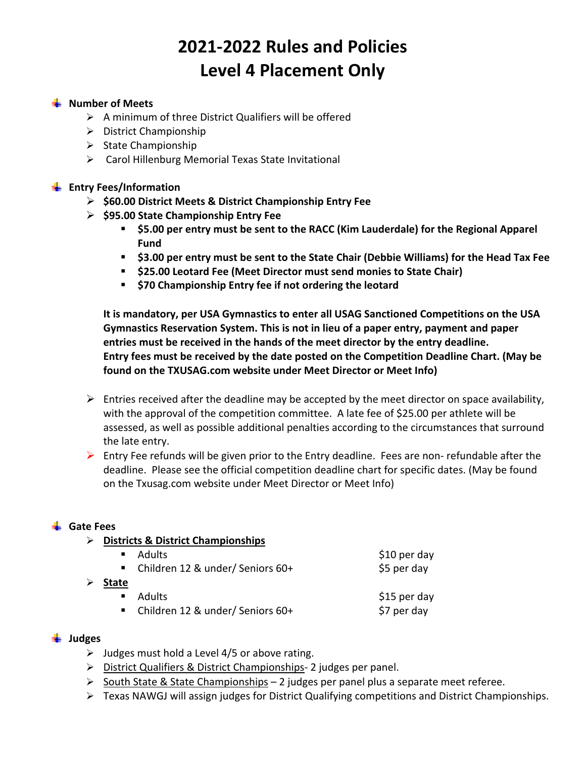# 2021-2022 Rules and Policies
# Level 4 Placement Only

## Number of Meets

- A minimum of three District Qualifiers will be offered
- District Championship
- State Championship
- Carol Hillenburg Memorial Texas State Invitational

## Entry Fees/Information

- **$60.00 District Meets & District Championship Entry Fee**
- **$95.00 State Championship Entry Fee**
  - **$5.00 per entry must be sent to the RACC (Kim Lauderdale) for the Regional Apparel Fund**
  - **$3.00 per entry must be sent to the State Chair (Debbie Williams) for the Head Tax Fee**
  - **$25.00 Leotard Fee (Meet Director must send monies to State Chair)**
  - **$70 Championship Entry fee if not ordering the leotard**

**It is mandatory, per USA Gymnastics to enter all USAG Sanctioned Competitions on the USA Gymnastics Reservation System. This is not in lieu of a paper entry, payment and paper entries must be received in the hands of the meet director by the entry deadline. Entry fees must be received by the date posted on the Competition Deadline Chart. (May be found on the TXUSAG.com website under Meet Director or Meet Info)**

- Entries received after the deadline may be accepted by the meet director on space availability, with the approval of the competition committee. A late fee of $25.00 per athlete will be assessed, as well as possible additional penalties according to the circumstances that surround the late entry.
- Entry Fee refunds will be given prior to the Entry deadline. Fees are non- refundable after the deadline. Please see the official competition deadline chart for specific dates. (May be found on the Txusag.com website under Meet Director or Meet Info)

## Gate Fees

- <u>**Districts & District Championships**</u>
  - Adults — $10 per day
  - Children 12 & under/ Seniors 60+ — $5 per day
- <u>**State**</u>
  - Adults — $15 per day
  - Children 12 & under/ Seniors 60+ — $7 per day

## Judges

- Judges must hold a Level 4/5 or above rating.
- <u>District Qualifiers & District Championships</u>- 2 judges per panel.
- <u>South State & State Championships</u> – 2 judges per panel plus a separate meet referee.
- Texas NAWGJ will assign judges for District Qualifying competitions and District Championships.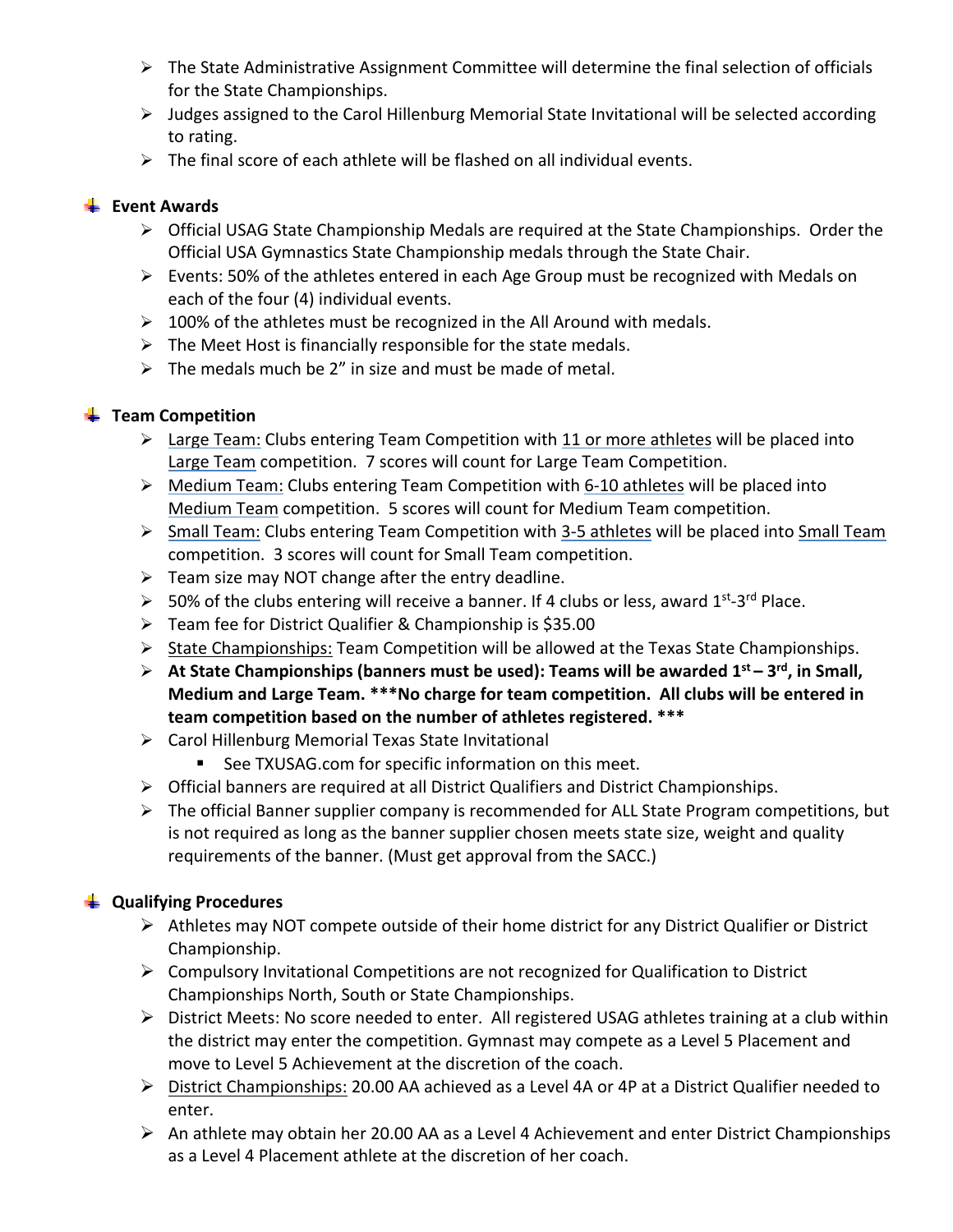- The State Administrative Assignment Committee will determine the final selection of officials for the State Championships.
- Judges assigned to the Carol Hillenburg Memorial State Invitational will be selected according to rating.
- The final score of each athlete will be flashed on all individual events.

## Event Awards

- Official USAG State Championship Medals are required at the State Championships. Order the Official USA Gymnastics State Championship medals through the State Chair.
- Events: 50% of the athletes entered in each Age Group must be recognized with Medals on each of the four (4) individual events.
- 100% of the athletes must be recognized in the All Around with medals.
- The Meet Host is financially responsible for the state medals.
- The medals much be 2" in size and must be made of metal.

## Team Competition

- Large Team: Clubs entering Team Competition with 11 or more athletes will be placed into Large Team competition. 7 scores will count for Large Team Competition.
- Medium Team: Clubs entering Team Competition with 6-10 athletes will be placed into Medium Team competition. 5 scores will count for Medium Team competition.
- Small Team: Clubs entering Team Competition with 3-5 athletes will be placed into Small Team competition. 3 scores will count for Small Team competition.
- Team size may NOT change after the entry deadline.
- 50% of the clubs entering will receive a banner. If 4 clubs or less, award 1st-3rd Place.
- Team fee for District Qualifier & Championship is $35.00
- State Championships: Team Competition will be allowed at the Texas State Championships.
- **At State Championships (banners must be used): Teams will be awarded 1st – 3rd, in Small, Medium and Large Team. ***No charge for team competition. All clubs will be entered in team competition based on the number of athletes registered. *****
- Carol Hillenburg Memorial Texas State Invitational
  - See TXUSAG.com for specific information on this meet.
- Official banners are required at all District Qualifiers and District Championships.
- The official Banner supplier company is recommended for ALL State Program competitions, but is not required as long as the banner supplier chosen meets state size, weight and quality requirements of the banner. (Must get approval from the SACC.)

## Qualifying Procedures

- Athletes may NOT compete outside of their home district for any District Qualifier or District Championship.
- Compulsory Invitational Competitions are not recognized for Qualification to District Championships North, South or State Championships.
- District Meets: No score needed to enter. All registered USAG athletes training at a club within the district may enter the competition. Gymnast may compete as a Level 5 Placement and move to Level 5 Achievement at the discretion of the coach.
- District Championships: 20.00 AA achieved as a Level 4A or 4P at a District Qualifier needed to enter.
- An athlete may obtain her 20.00 AA as a Level 4 Achievement and enter District Championships as a Level 4 Placement athlete at the discretion of her coach.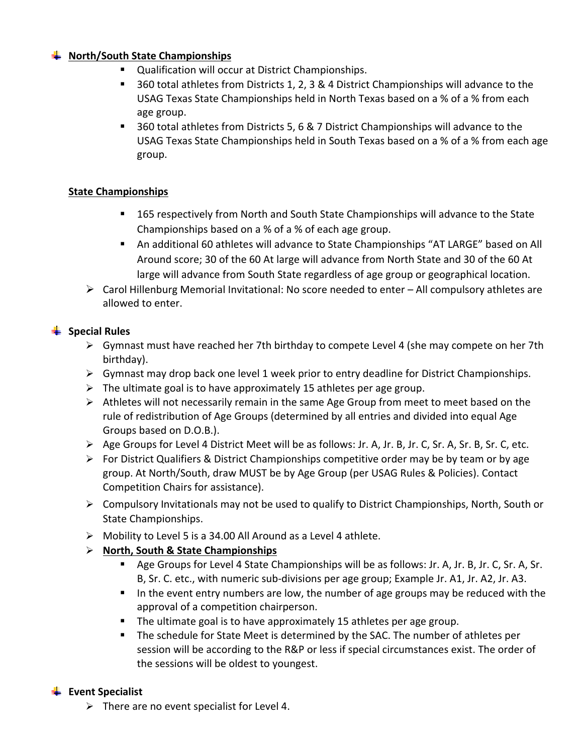## North/South State Championships

- Qualification will occur at District Championships.
- 360 total athletes from Districts 1, 2, 3 & 4 District Championships will advance to the USAG Texas State Championships held in North Texas based on a % of a % from each age group.
- 360 total athletes from Districts 5, 6 & 7 District Championships will advance to the USAG Texas State Championships held in South Texas based on a % of a % from each age group.

## State Championships

- 165 respectively from North and South State Championships will advance to the State Championships based on a % of a % of each age group.
- An additional 60 athletes will advance to State Championships "AT LARGE" based on All Around score; 30 of the 60 At large will advance from North State and 30 of the 60 At large will advance from South State regardless of age group or geographical location.

- Carol Hillenburg Memorial Invitational: No score needed to enter – All compulsory athletes are allowed to enter.

## Special Rules

- Gymnast must have reached her 7th birthday to compete Level 4 (she may compete on her 7th birthday).
- Gymnast may drop back one level 1 week prior to entry deadline for District Championships.
- The ultimate goal is to have approximately 15 athletes per age group.
- Athletes will not necessarily remain in the same Age Group from meet to meet based on the rule of redistribution of Age Groups (determined by all entries and divided into equal Age Groups based on D.O.B.).
- Age Groups for Level 4 District Meet will be as follows: Jr. A, Jr. B, Jr. C, Sr. A, Sr. B, Sr. C, etc.
- For District Qualifiers & District Championships competitive order may be by team or by age group. At North/South, draw MUST be by Age Group (per USAG Rules & Policies). Contact Competition Chairs for assistance).
- Compulsory Invitationals may not be used to qualify to District Championships, North, South or State Championships.
- Mobility to Level 5 is a 34.00 All Around as a Level 4 athlete.
- **North, South & State Championships**
  - Age Groups for Level 4 State Championships will be as follows: Jr. A, Jr. B, Jr. C, Sr. A, Sr. B, Sr. C. etc., with numeric sub-divisions per age group; Example Jr. A1, Jr. A2, Jr. A3.
  - In the event entry numbers are low, the number of age groups may be reduced with the approval of a competition chairperson.
  - The ultimate goal is to have approximately 15 athletes per age group.
  - The schedule for State Meet is determined by the SAC. The number of athletes per session will be according to the R&P or less if special circumstances exist. The order of the sessions will be oldest to youngest.

## Event Specialist

- There are no event specialist for Level 4.